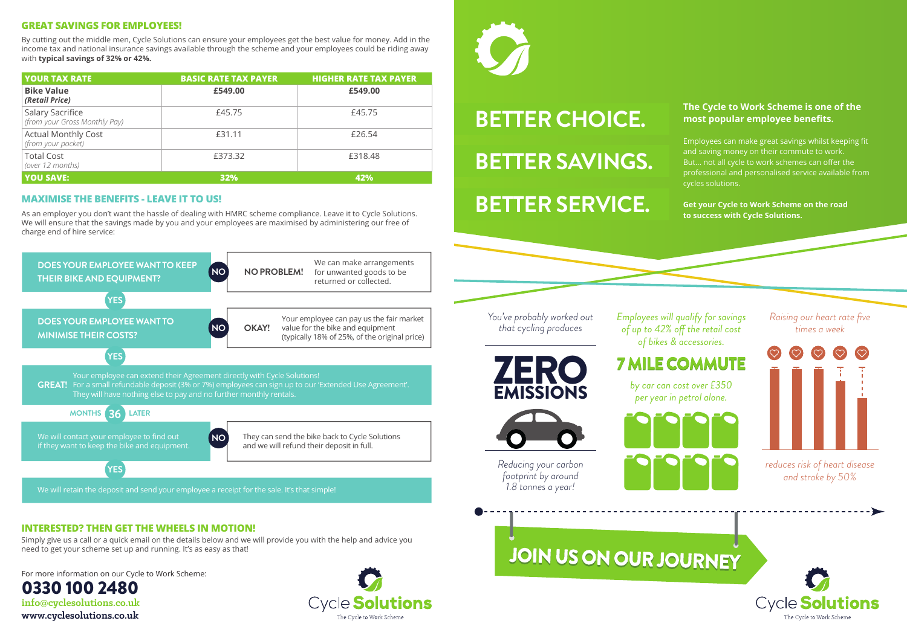## GREAT SAVINGS FOR EMPLOYEES!

By cutting out the middle men, Cycle Solutions can ensure your employees get the best value for money. Add in the income tax and national insurance savings available through the scheme and your employees could be riding away with **typical savings of 32% or 42%.**

| YOUR TAX RATE | BASIC RATE TAX PAYER | HIGHER RATE TAX PAYER |
|---|---|---|
| **Bike Value** *(Retail Price)* | **£549.00** | **£549.00** |
| Salary Sacrifice *(from your Gross Monthly Pay)* | £45.75 | £45.75 |
| Actual Monthly Cost *(from your pocket)* | £31.11 | £26.54 |
| Total Cost *(over 12 months)* | £373.32 | £318.48 |
| **YOU SAVE:** | **32%** | **42%** |

## MAXIMISE THE BENEFITS - LEAVE IT TO US!

As an employer you don't want the hassle of dealing with HMRC scheme compliance. Leave it to Cycle Solutions. We will ensure that the savings made by you and your employees are maximised by administering our free of charge end of hire service:

**DOES YOUR EMPLOYEE WANT TO KEEP THEIR BIKE AND EQUIPMENT?**

- **NO** → **NO PROBLEM!** We can make arrangements for unwanted goods to be returned or collected.
- **YES** ↓

**DOES YOUR EMPLOYEE WANT TO MINIMISE THEIR COSTS?**

- **NO** → **OKAY!** Your employee can pay us the fair market value for the bike and equipment (typically 18% of 25%, of the original price)
- **YES** ↓

**GREAT!** Your employee can extend their Agreement directly with Cycle Solutions! For a small refundable deposit (3% or 7%) employees can sign up to our 'Extended Use Agreement'. They will have nothing else to pay and no further monthly rentals.

MONTHS **36** LATER

We will contact your employee to find out if they want to keep the bike and equipment.

- **NO** → They can send the bike back to Cycle Solutions and we will refund their deposit in full.
- **YES** ↓

We will retain the deposit and send your employee a receipt for the sale. It's that simple!

## INTERESTED? THEN GET THE WHEELS IN MOTION!

Simply give us a call or a quick email on the details below and we will provide you with the help and advice you need to get your scheme set up and running. It's as easy as that!

For more information on our Cycle to Work Scheme:

**0330 100 2480**
**info@cyclesolutions.co.uk**
**www.cyclesolutions.co.uk**

Cycle **Solutions**
The Cycle to Work Scheme

# BETTER CHOICE.
# BETTER SAVINGS.
# BETTER SERVICE.

**The Cycle to Work Scheme is one of the most popular employee benefits.**

Employees can make great savings whilst keeping fit and saving money on their commute to work. But... not all cycle to work schemes can offer the professional and personalised service available from cycles solutions.

**Get your Cycle to Work Scheme on the road to success with Cycle Solutions.**

*You've probably worked out that cycling produces*

**ZERO EMISSIONS**

*Reducing your carbon footprint by around 1.8 tonnes a year!*

*Employees will qualify for savings of up to 42% off the retail cost of bikes & accessories.*

**7 MILE COMMUTE**

*by car can cost over £350 per year in petrol alone.*

*Raising our heart rate five times a week*

*reduces risk of heart disease and stroke by 50%*

## JOIN US ON OUR JOURNEY

Cycle **Solutions**
The Cycle to Work Scheme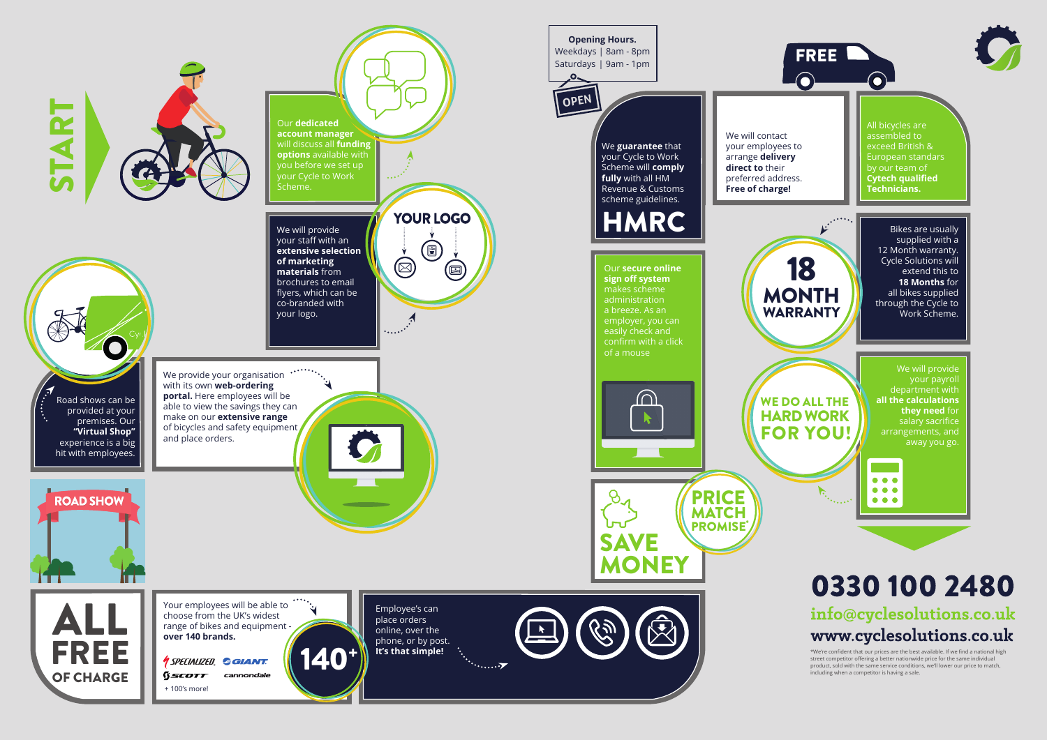# START

Our **dedicated account manager** will discuss all **funding options** available with you before we set up your Cycle to Work Scheme.

We will provide your staff with an **extensive selection of marketing materials** from brochures to email flyers, which can be co-branded with your logo.

YOUR LOGO

We provide your organisation with its own **web-ordering portal.** Here employees will be able to view the savings they can make on our **extensive range** of bicycles and safety equipment and place orders.

Road shows can be provided at your premises. Our **"Virtual Shop"** experience is a big hit with employees.

ROAD SHOW

ALL FREE OF CHARGE

Your employees will be able to choose from the UK's widest range of bikes and equipment - **over 140 brands.**

SPECIALIZED GIANT SCOTT cannondale

+ 100's more!

140+

Employee's can place orders online, over the phone, or by post. **It's that simple!**

SAVE MONEY

PRICE MATCH PROMISE*

Our **secure online sign off system** makes scheme administration a breeze. As an employer, you can easily check and confirm with a click of a mouse

**Opening Hours.**
Weekdays | 8am - 8pm
Saturdays | 9am - 1pm

OPEN

We **guarantee** that your Cycle to Work Scheme will **comply fully** with all HM Revenue & Customs scheme guidelines.

HMRC

FREE

We will contact your employees to arrange **delivery direct** to their preferred address. **Free of charge!**

All bicycles are assembled to exceed British & European standards by our team of **Cytech qualified Technicians.**

Bikes are usually supplied with a 12 Month warranty. Cycle Solutions will extend this to **18 Months** for all bikes supplied through the Cycle to Work Scheme.

18 MONTH WARRANTY

We will provide your payroll department with **all the calculations they need** for salary sacrifice arrangements, and away you go.

WE DO ALL THE HARD WORK FOR YOU!

# 0330 100 2480

**info@cyclesolutions.co.uk**

**www.cyclesolutions.co.uk**

*We're confident that our prices are the best available. If we find a national high street competitor offering a better nationwide price for the same individual product, sold with the same service conditions, we'll lower our price to match, including when a competitor is having a sale.